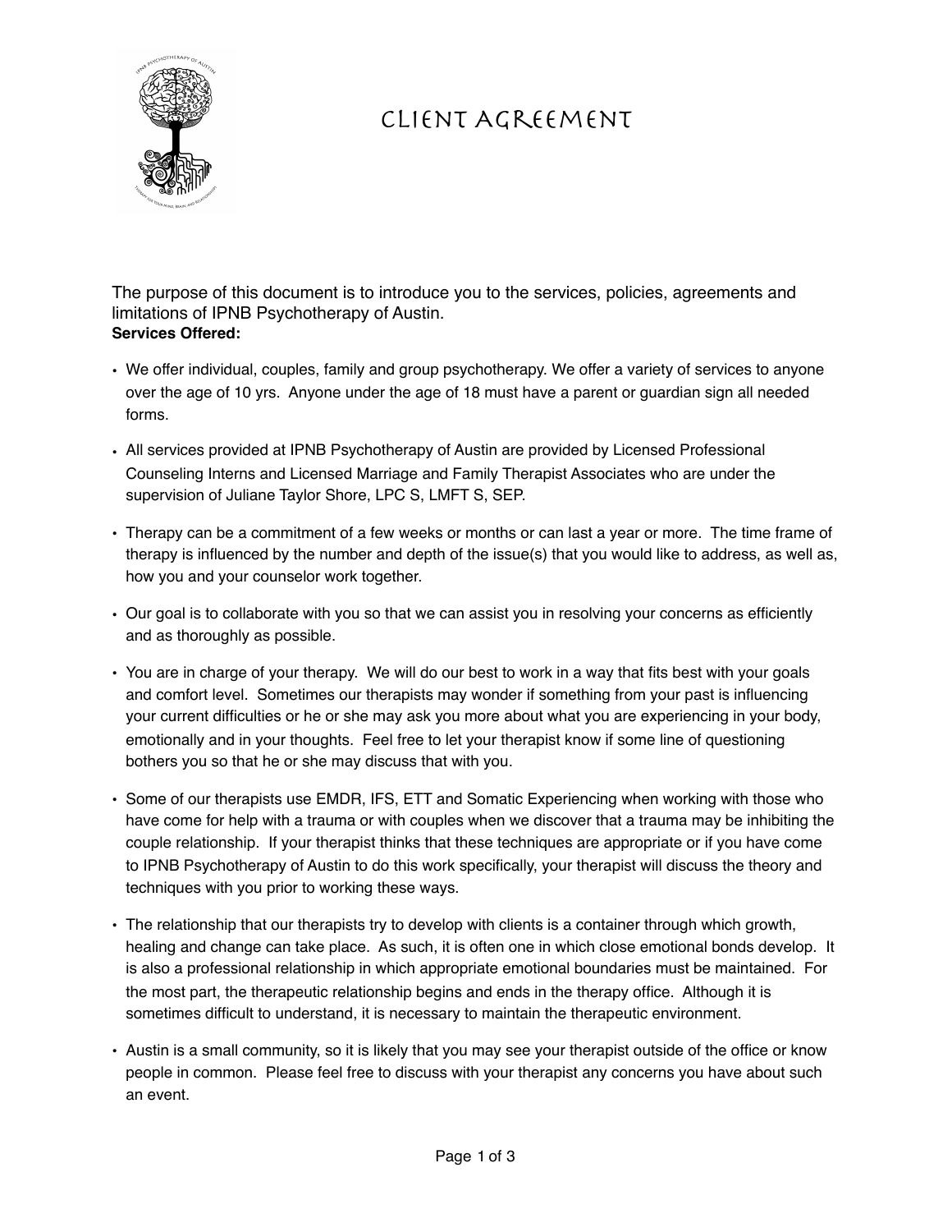# CLIENT AGREEMENT

The purpose of this document is to introduce you to the services, policies, agreements and limitations of IPNB Psychotherapy of Austin.

**Services Offered:**

- We offer individual, couples, family and group psychotherapy. We offer a variety of services to anyone over the age of 10 yrs. Anyone under the age of 18 must have a parent or guardian sign all needed forms.
- All services provided at IPNB Psychotherapy of Austin are provided by Licensed Professional Counseling Interns and Licensed Marriage and Family Therapist Associates who are under the supervision of Juliane Taylor Shore, LPC S, LMFT S, SEP.
- Therapy can be a commitment of a few weeks or months or can last a year or more. The time frame of therapy is influenced by the number and depth of the issue(s) that you would like to address, as well as, how you and your counselor work together.
- Our goal is to collaborate with you so that we can assist you in resolving your concerns as efficiently and as thoroughly as possible.
- You are in charge of your therapy. We will do our best to work in a way that fits best with your goals and comfort level. Sometimes our therapists may wonder if something from your past is influencing your current difficulties or he or she may ask you more about what you are experiencing in your body, emotionally and in your thoughts. Feel free to let your therapist know if some line of questioning bothers you so that he or she may discuss that with you.
- Some of our therapists use EMDR, IFS, ETT and Somatic Experiencing when working with those who have come for help with a trauma or with couples when we discover that a trauma may be inhibiting the couple relationship. If your therapist thinks that these techniques are appropriate or if you have come to IPNB Psychotherapy of Austin to do this work specifically, your therapist will discuss the theory and techniques with you prior to working these ways.
- The relationship that our therapists try to develop with clients is a container through which growth, healing and change can take place. As such, it is often one in which close emotional bonds develop. It is also a professional relationship in which appropriate emotional boundaries must be maintained. For the most part, the therapeutic relationship begins and ends in the therapy office. Although it is sometimes difficult to understand, it is necessary to maintain the therapeutic environment.
- Austin is a small community, so it is likely that you may see your therapist outside of the office or know people in common. Please feel free to discuss with your therapist any concerns you have about such an event.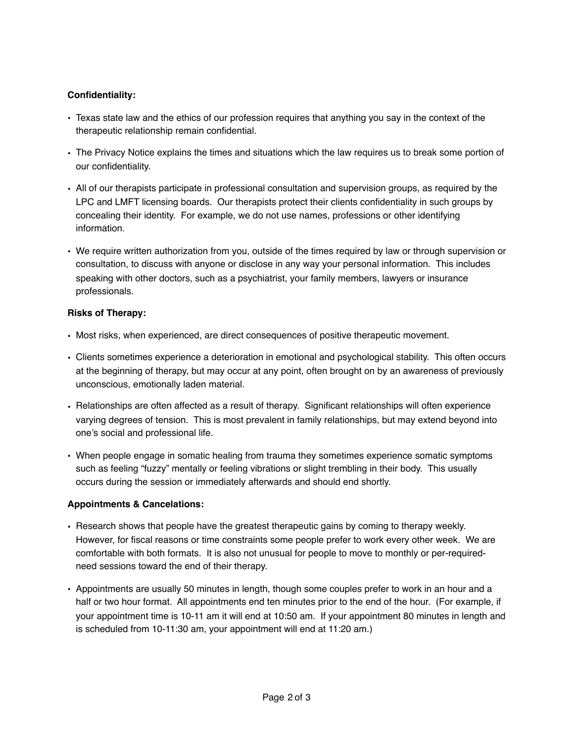**Confidentiality:**

- Texas state law and the ethics of our profession requires that anything you say in the context of the therapeutic relationship remain confidential.
- The Privacy Notice explains the times and situations which the law requires us to break some portion of our confidentiality.
- All of our therapists participate in professional consultation and supervision groups, as required by the LPC and LMFT licensing boards. Our therapists protect their clients confidentiality in such groups by concealing their identity. For example, we do not use names, professions or other identifying information.
- We require written authorization from you, outside of the times required by law or through supervision or consultation, to discuss with anyone or disclose in any way your personal information. This includes speaking with other doctors, such as a psychiatrist, your family members, lawyers or insurance professionals.

**Risks of Therapy:**

- Most risks, when experienced, are direct consequences of positive therapeutic movement.
- Clients sometimes experience a deterioration in emotional and psychological stability. This often occurs at the beginning of therapy, but may occur at any point, often brought on by an awareness of previously unconscious, emotionally laden material.
- Relationships are often affected as a result of therapy. Significant relationships will often experience varying degrees of tension. This is most prevalent in family relationships, but may extend beyond into one's social and professional life.
- When people engage in somatic healing from trauma they sometimes experience somatic symptoms such as feeling "fuzzy" mentally or feeling vibrations or slight trembling in their body. This usually occurs during the session or immediately afterwards and should end shortly.

**Appointments & Cancelations:**

- Research shows that people have the greatest therapeutic gains by coming to therapy weekly. However, for fiscal reasons or time constraints some people prefer to work every other week. We are comfortable with both formats. It is also not unusual for people to move to monthly or per-required-need sessions toward the end of their therapy.
- Appointments are usually 50 minutes in length, though some couples prefer to work in an hour and a half or two hour format. All appointments end ten minutes prior to the end of the hour. (For example, if your appointment time is 10-11 am it will end at 10:50 am. If your appointment 80 minutes in length and is scheduled from 10-11:30 am, your appointment will end at 11:20 am.)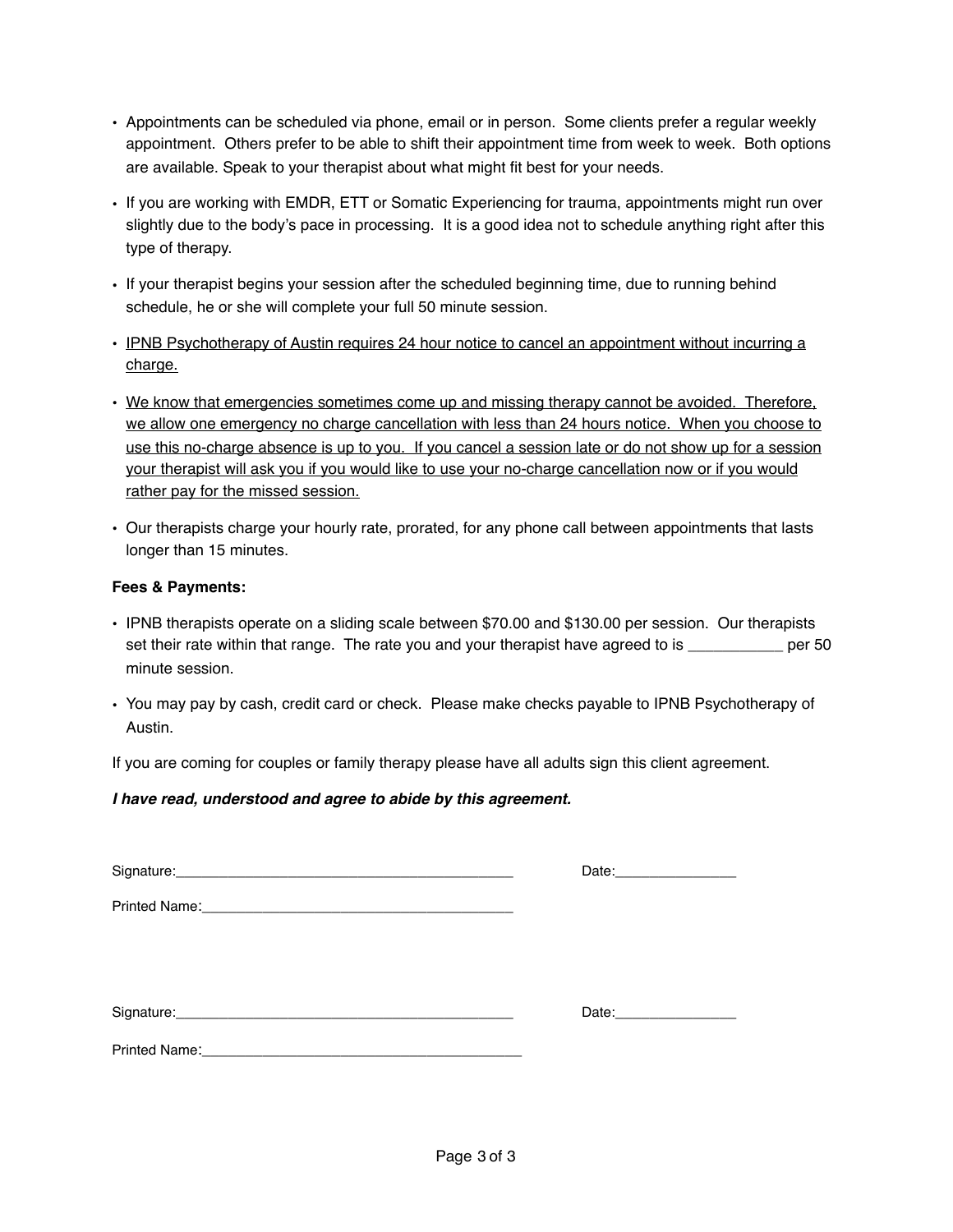- Appointments can be scheduled via phone, email or in person. Some clients prefer a regular weekly appointment. Others prefer to be able to shift their appointment time from week to week. Both options are available. Speak to your therapist about what might fit best for your needs.
- If you are working with EMDR, ETT or Somatic Experiencing for trauma, appointments might run over slightly due to the body's pace in processing. It is a good idea not to schedule anything right after this type of therapy.
- If your therapist begins your session after the scheduled beginning time, due to running behind schedule, he or she will complete your full 50 minute session.
- <u>IPNB Psychotherapy of Austin requires 24 hour notice to cancel an appointment without incurring a charge.</u>
- <u>We know that emergencies sometimes come up and missing therapy cannot be avoided. Therefore, we allow one emergency no charge cancellation with less than 24 hours notice. When you choose to use this no-charge absence is up to you. If you cancel a session late or do not show up for a session your therapist will ask you if you would like to use your no-charge cancellation now or if you would rather pay for the missed session.</u>
- Our therapists charge your hourly rate, prorated, for any phone call between appointments that lasts longer than 15 minutes.

**Fees & Payments:**

- IPNB therapists operate on a sliding scale between $70.00 and $130.00 per session. Our therapists set their rate within that range. The rate you and your therapist have agreed to is ___________ per 50 minute session.
- You may pay by cash, credit card or check. Please make checks payable to IPNB Psychotherapy of Austin.

If you are coming for couples or family therapy please have all adults sign this client agreement.

***I have read, understood and agree to abide by this agreement.***

Signature:___________________________________________ Date:_______________

Printed Name:_________________________________________

Signature:___________________________________________ Date:_______________

Printed Name:__________________________________________